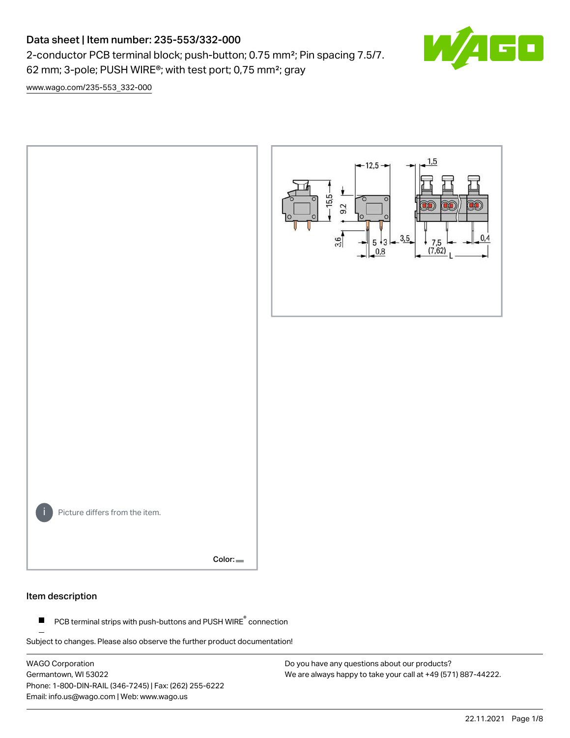# Data sheet | Item number: 235-553/332-000

2-conductor PCB terminal block; push-button; 0.75 mm²; Pin spacing 7.5/7.62 mm; 3-pole; PUSH WIRE®; with test port; 0,75 mm²; gray

www.wago.com/235-553_332-000

Picture differs from the item.

Color:

## Item description

- PCB terminal strips with push-buttons and PUSH WIRE® connection

Subject to changes. Please also observe the further product documentation!

WAGO Corporation
Germantown, WI 53022
Phone: 1-800-DIN-RAIL (346-7245) | Fax: (262) 255-6222
Email: info.us@wago.com | Web: www.wago.us

Do you have any questions about our products?
We are always happy to take your call at +49 (571) 887-44222.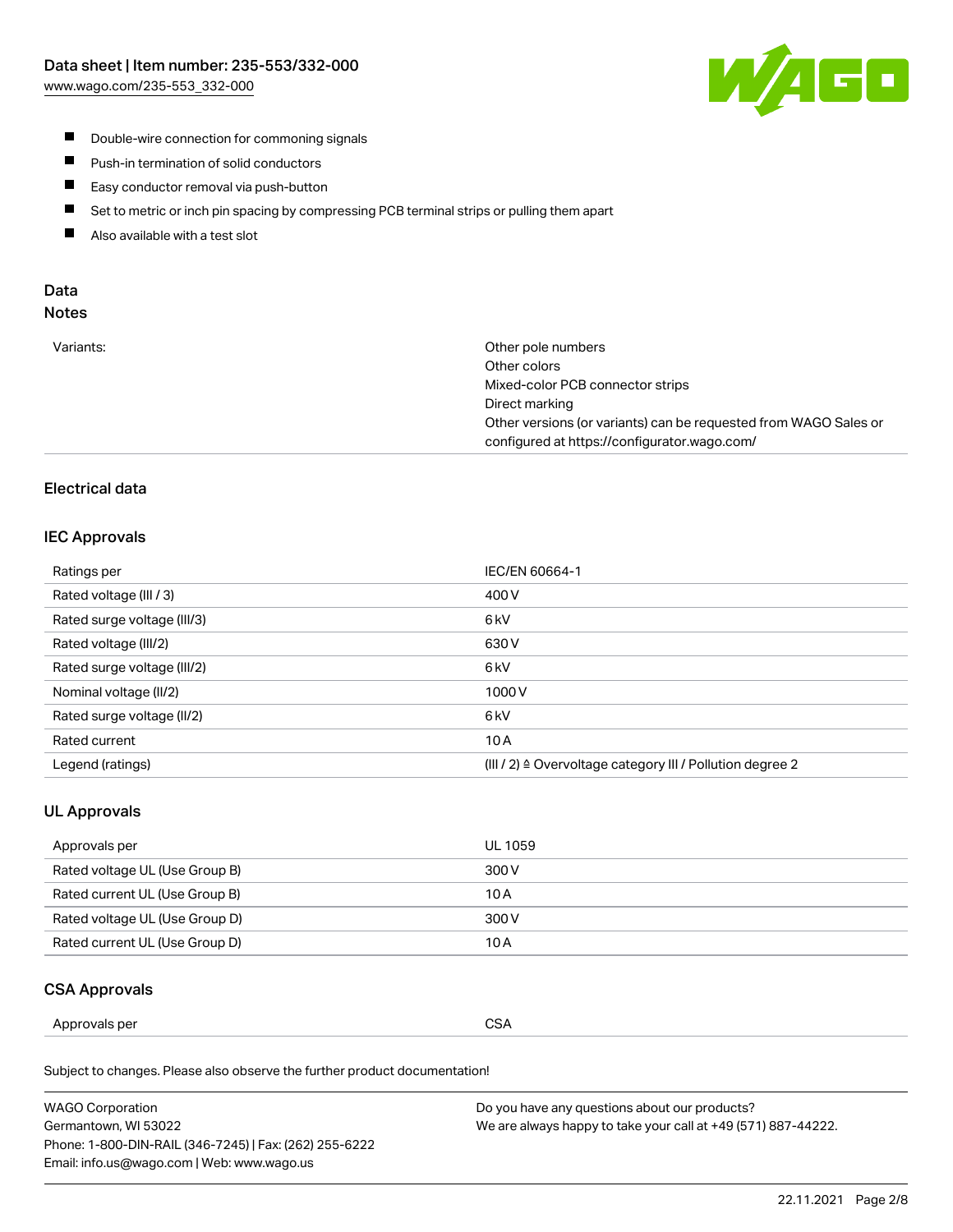- Double-wire connection for commoning signals
- Push-in termination of solid conductors
- Easy conductor removal via push-button
- Set to metric or inch pin spacing by compressing PCB terminal strips or pulling them apart
- Also available with a test slot

## Data

### Notes

| | |
|---|---|
| Variants: | Other pole numbers<br>Other colors<br>Mixed-color PCB connector strips<br>Direct marking<br>Other versions (or variants) can be requested from WAGO Sales or configured at https://configurator.wago.com/ |

### Electrical data

#### IEC Approvals

| | |
|---|---|
| Ratings per | IEC/EN 60664-1 |
| Rated voltage (III / 3) | 400 V |
| Rated surge voltage (III/3) | 6 kV |
| Rated voltage (III/2) | 630 V |
| Rated surge voltage (III/2) | 6 kV |
| Nominal voltage (II/2) | 1000 V |
| Rated surge voltage (II/2) | 6 kV |
| Rated current | 10 A |
| Legend (ratings) | (III / 2) ≙ Overvoltage category III / Pollution degree 2 |

#### UL Approvals

| | |
|---|---|
| Approvals per | UL 1059 |
| Rated voltage UL (Use Group B) | 300 V |
| Rated current UL (Use Group B) | 10 A |
| Rated voltage UL (Use Group D) | 300 V |
| Rated current UL (Use Group D) | 10 A |

#### CSA Approvals

| | |
|---|---|
| Approvals per | CSA |

Subject to changes. Please also observe the further product documentation!

WAGO Corporation
Germantown, WI 53022
Phone: 1-800-DIN-RAIL (346-7245) | Fax: (262) 255-6222
Email: info.us@wago.com | Web: www.wago.us

Do you have any questions about our products?
We are always happy to take your call at +49 (571) 887-44222.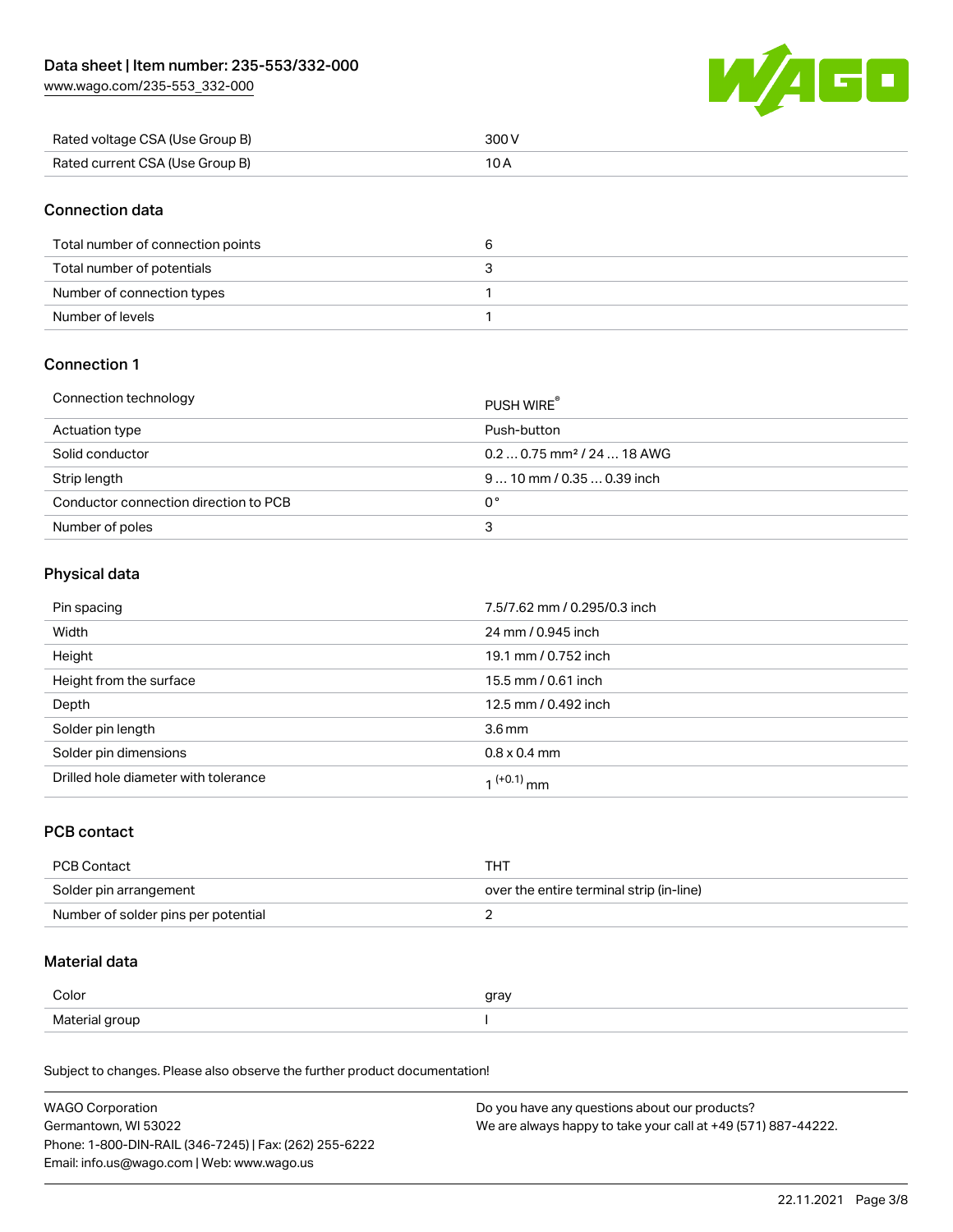| | |
|---|---|
| Rated voltage CSA (Use Group B) | 300 V |
| Rated current CSA (Use Group B) | 10 A |

## Connection data

| | |
|---|---|
| Total number of connection points | 6 |
| Total number of potentials | 3 |
| Number of connection types | 1 |
| Number of levels | 1 |

## Connection 1

| | |
|---|---|
| Connection technology | PUSH WIRE® |
| Actuation type | Push-button |
| Solid conductor | 0.2 … 0.75 mm² / 24 … 18 AWG |
| Strip length | 9 … 10 mm / 0.35 … 0.39 inch |
| Conductor connection direction to PCB | 0° |
| Number of poles | 3 |

## Physical data

| | |
|---|---|
| Pin spacing | 7.5/7.62 mm / 0.295/0.3 inch |
| Width | 24 mm / 0.945 inch |
| Height | 19.1 mm / 0.752 inch |
| Height from the surface | 15.5 mm / 0.61 inch |
| Depth | 12.5 mm / 0.492 inch |
| Solder pin length | 3.6 mm |
| Solder pin dimensions | 0.8 x 0.4 mm |
| Drilled hole diameter with tolerance | $1^{(+0.1)}$ mm |

## PCB contact

| | |
|---|---|
| PCB Contact | THT |
| Solder pin arrangement | over the entire terminal strip (in-line) |
| Number of solder pins per potential | 2 |

## Material data

| | |
|---|---|
| Color | gray |
| Material group | I |

Subject to changes. Please also observe the further product documentation!

WAGO Corporation
Germantown, WI 53022
Phone: 1-800-DIN-RAIL (346-7245) | Fax: (262) 255-6222
Email: info.us@wago.com | Web: www.wago.us

Do you have any questions about our products?
We are always happy to take your call at +49 (571) 887-44222.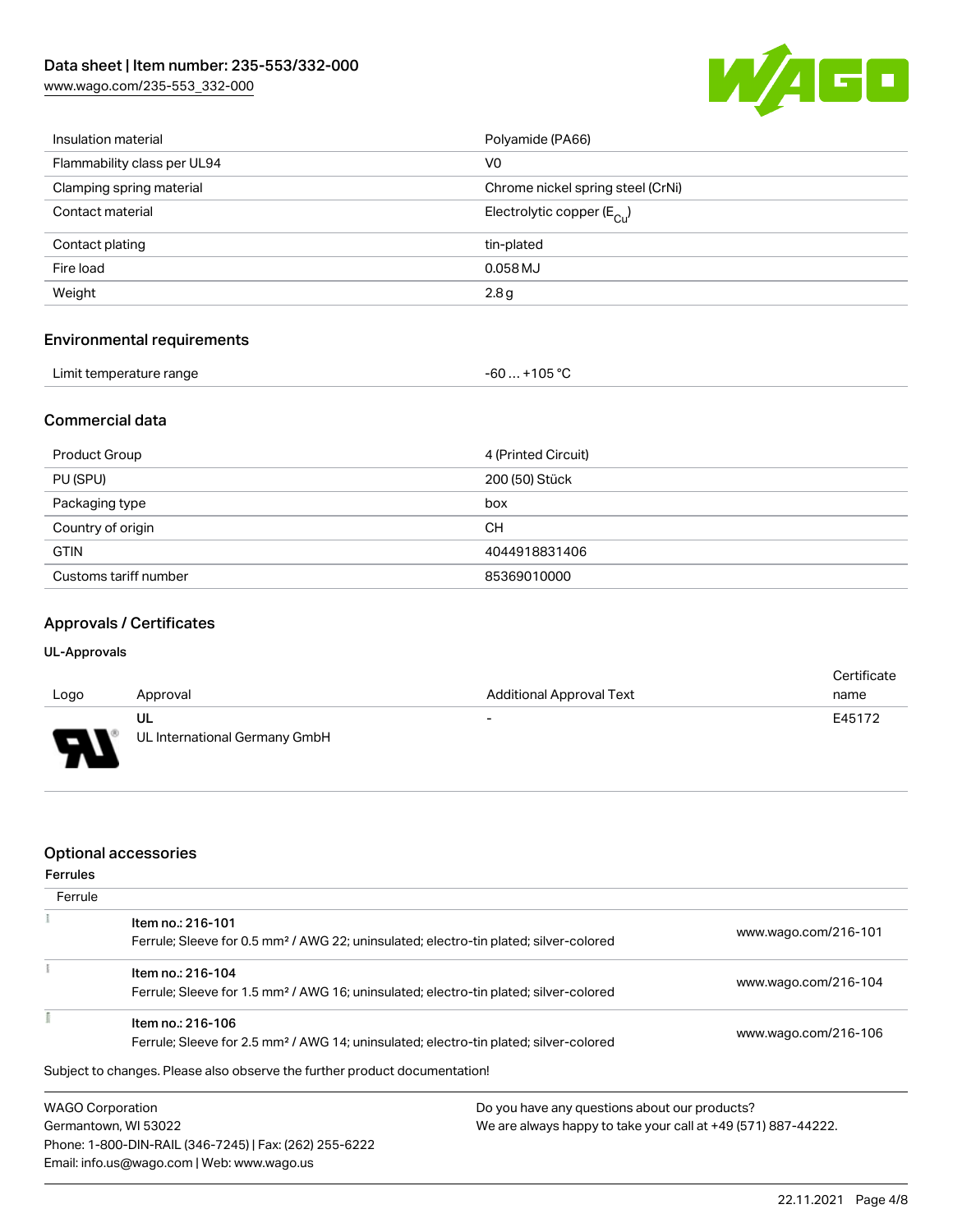| | |
|---|---|
| Insulation material | Polyamide (PA66) |
| Flammability class per UL94 | V0 |
| Clamping spring material | Chrome nickel spring steel (CrNi) |
| Contact material | Electrolytic copper ($E_{Cu}$) |
| Contact plating | tin-plated |
| Fire load | 0.058 MJ |
| Weight | 2.8 g |

## Environmental requirements

| | |
|---|---|
| Limit temperature range | -60 … +105 °C |

## Commercial data

| | |
|---|---|
| Product Group | 4 (Printed Circuit) |
| PU (SPU) | 200 (50) Stück |
| Packaging type | box |
| Country of origin | CH |
| GTIN | 4044918831406 |
| Customs tariff number | 85369010000 |

## Approvals / Certificates

### UL-Approvals

| Logo | Approval | Additional Approval Text | Certificate name |
|---|---|---|---|
| | UL<br>UL International Germany GmbH | - | E45172 |

## Optional accessories

### Ferrules

| Ferrule | | |
|---|---|---|
| | Item no.: 216-101<br>Ferrule; Sleeve for 0.5 mm² / AWG 22; uninsulated; electro-tin plated; silver-colored | www.wago.com/216-101 |
| | Item no.: 216-104<br>Ferrule; Sleeve for 1.5 mm² / AWG 16; uninsulated; electro-tin plated; silver-colored | www.wago.com/216-104 |
| | Item no.: 216-106<br>Ferrule; Sleeve for 2.5 mm² / AWG 14; uninsulated; electro-tin plated; silver-colored | www.wago.com/216-106 |

Subject to changes. Please also observe the further product documentation!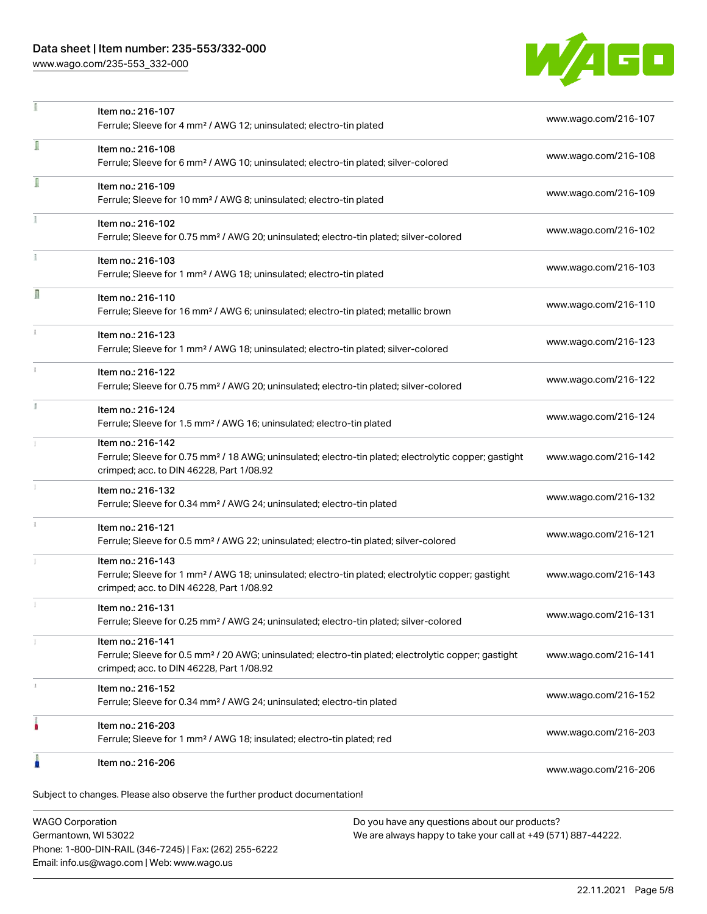| | | |
|---|---|---|
| | Item no.: 216-107<br>Ferrule; Sleeve for 4 mm² / AWG 12; uninsulated; electro-tin plated | www.wago.com/216-107 |
| | Item no.: 216-108<br>Ferrule; Sleeve for 6 mm² / AWG 10; uninsulated; electro-tin plated; silver-colored | www.wago.com/216-108 |
| | Item no.: 216-109<br>Ferrule; Sleeve for 10 mm² / AWG 8; uninsulated; electro-tin plated | www.wago.com/216-109 |
| | Item no.: 216-102<br>Ferrule; Sleeve for 0.75 mm² / AWG 20; uninsulated; electro-tin plated; silver-colored | www.wago.com/216-102 |
| | Item no.: 216-103<br>Ferrule; Sleeve for 1 mm² / AWG 18; uninsulated; electro-tin plated | www.wago.com/216-103 |
| | Item no.: 216-110<br>Ferrule; Sleeve for 16 mm² / AWG 6; uninsulated; electro-tin plated; metallic brown | www.wago.com/216-110 |
| | Item no.: 216-123<br>Ferrule; Sleeve for 1 mm² / AWG 18; uninsulated; electro-tin plated; silver-colored | www.wago.com/216-123 |
| | Item no.: 216-122<br>Ferrule; Sleeve for 0.75 mm² / AWG 20; uninsulated; electro-tin plated; silver-colored | www.wago.com/216-122 |
| | Item no.: 216-124<br>Ferrule; Sleeve for 1.5 mm² / AWG 16; uninsulated; electro-tin plated | www.wago.com/216-124 |
| | Item no.: 216-142<br>Ferrule; Sleeve for 0.75 mm² / 18 AWG; uninsulated; electro-tin plated; electrolytic copper; gastight crimped; acc. to DIN 46228, Part 1/08.92 | www.wago.com/216-142 |
| | Item no.: 216-132<br>Ferrule; Sleeve for 0.34 mm² / AWG 24; uninsulated; electro-tin plated | www.wago.com/216-132 |
| | Item no.: 216-121<br>Ferrule; Sleeve for 0.5 mm² / AWG 22; uninsulated; electro-tin plated; silver-colored | www.wago.com/216-121 |
| | Item no.: 216-143<br>Ferrule; Sleeve for 1 mm² / AWG 18; uninsulated; electro-tin plated; electrolytic copper; gastight crimped; acc. to DIN 46228, Part 1/08.92 | www.wago.com/216-143 |
| | Item no.: 216-131<br>Ferrule; Sleeve for 0.25 mm² / AWG 24; uninsulated; electro-tin plated; silver-colored | www.wago.com/216-131 |
| | Item no.: 216-141<br>Ferrule; Sleeve for 0.5 mm² / 20 AWG; uninsulated; electro-tin plated; electrolytic copper; gastight crimped; acc. to DIN 46228, Part 1/08.92 | www.wago.com/216-141 |
| | Item no.: 216-152<br>Ferrule; Sleeve for 0.34 mm² / AWG 24; uninsulated; electro-tin plated | www.wago.com/216-152 |
| | Item no.: 216-203<br>Ferrule; Sleeve for 1 mm² / AWG 18; insulated; electro-tin plated; red | www.wago.com/216-203 |
| | Item no.: 216-206 | www.wago.com/216-206 |

Subject to changes. Please also observe the further product documentation!

WAGO Corporation
Germantown, WI 53022
Phone: 1-800-DIN-RAIL (346-7245) | Fax: (262) 255-6222
Email: info.us@wago.com | Web: www.wago.us

Do you have any questions about our products?
We are always happy to take your call at +49 (571) 887-44222.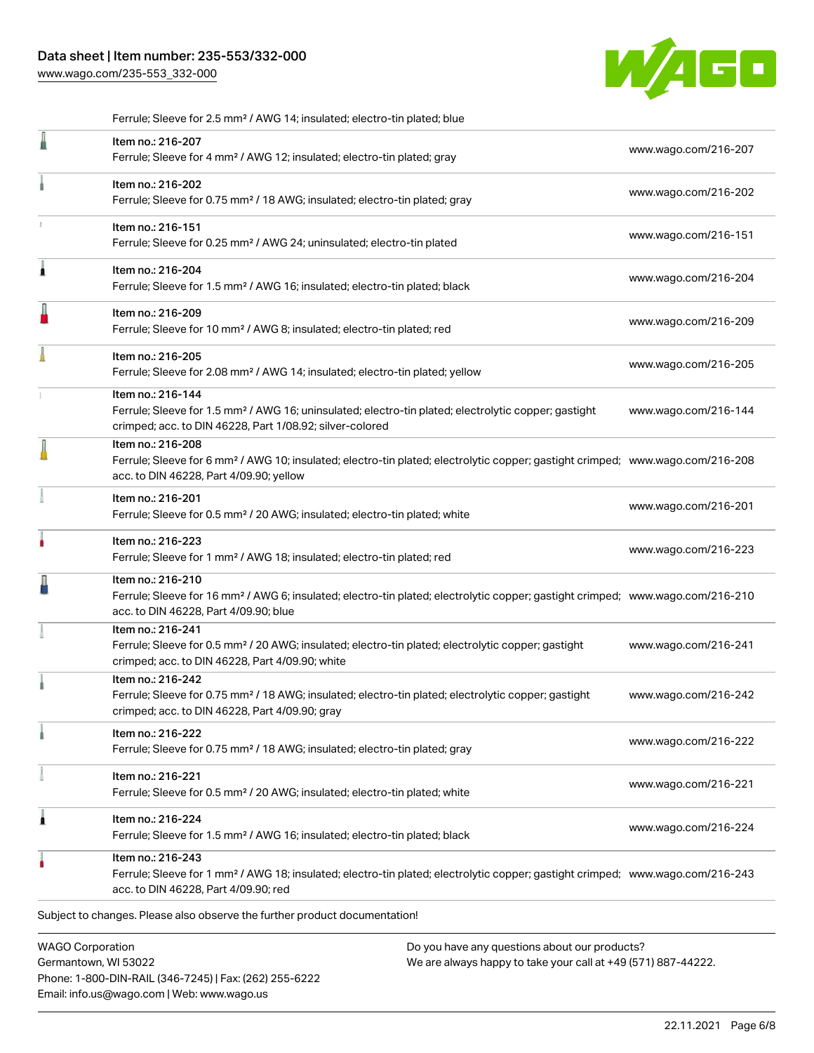Ferrule; Sleeve for 2.5 mm² / AWG 14; insulated; electro-tin plated; blue

| | | |
|---|---|---|
| | Item no.: 216-207<br>Ferrule; Sleeve for 4 mm² / AWG 12; insulated; electro-tin plated; gray | www.wago.com/216-207 |
| | Item no.: 216-202<br>Ferrule; Sleeve for 0.75 mm² / 18 AWG; insulated; electro-tin plated; gray | www.wago.com/216-202 |
| | Item no.: 216-151<br>Ferrule; Sleeve for 0.25 mm² / AWG 24; uninsulated; electro-tin plated | www.wago.com/216-151 |
| | Item no.: 216-204<br>Ferrule; Sleeve for 1.5 mm² / AWG 16; insulated; electro-tin plated; black | www.wago.com/216-204 |
| | Item no.: 216-209<br>Ferrule; Sleeve for 10 mm² / AWG 8; insulated; electro-tin plated; red | www.wago.com/216-209 |
| | Item no.: 216-205<br>Ferrule; Sleeve for 2.08 mm² / AWG 14; insulated; electro-tin plated; yellow | www.wago.com/216-205 |
| | Item no.: 216-144<br>Ferrule; Sleeve for 1.5 mm² / AWG 16; uninsulated; electro-tin plated; electrolytic copper; gastight crimped; acc. to DIN 46228, Part 1/08.92; silver-colored | www.wago.com/216-144 |
| | Item no.: 216-208<br>Ferrule; Sleeve for 6 mm² / AWG 10; insulated; electro-tin plated; electrolytic copper; gastight crimped; acc. to DIN 46228, Part 4/09.90; yellow | www.wago.com/216-208 |
| | Item no.: 216-201<br>Ferrule; Sleeve for 0.5 mm² / 20 AWG; insulated; electro-tin plated; white | www.wago.com/216-201 |
| | Item no.: 216-223<br>Ferrule; Sleeve for 1 mm² / AWG 18; insulated; electro-tin plated; red | www.wago.com/216-223 |
| | Item no.: 216-210<br>Ferrule; Sleeve for 16 mm² / AWG 6; insulated; electro-tin plated; electrolytic copper; gastight crimped; acc. to DIN 46228, Part 4/09.90; blue | www.wago.com/216-210 |
| | Item no.: 216-241<br>Ferrule; Sleeve for 0.5 mm² / 20 AWG; insulated; electro-tin plated; electrolytic copper; gastight crimped; acc. to DIN 46228, Part 4/09.90; white | www.wago.com/216-241 |
| | Item no.: 216-242<br>Ferrule; Sleeve for 0.75 mm² / 18 AWG; insulated; electro-tin plated; electrolytic copper; gastight crimped; acc. to DIN 46228, Part 4/09.90; gray | www.wago.com/216-242 |
| | Item no.: 216-222<br>Ferrule; Sleeve for 0.75 mm² / 18 AWG; insulated; electro-tin plated; gray | www.wago.com/216-222 |
| | Item no.: 216-221<br>Ferrule; Sleeve for 0.5 mm² / 20 AWG; insulated; electro-tin plated; white | www.wago.com/216-221 |
| | Item no.: 216-224<br>Ferrule; Sleeve for 1.5 mm² / AWG 16; insulated; electro-tin plated; black | www.wago.com/216-224 |
| | Item no.: 216-243<br>Ferrule; Sleeve for 1 mm² / AWG 18; insulated; electro-tin plated; electrolytic copper; gastight crimped; acc. to DIN 46228, Part 4/09.90; red | www.wago.com/216-243 |

Subject to changes. Please also observe the further product documentation!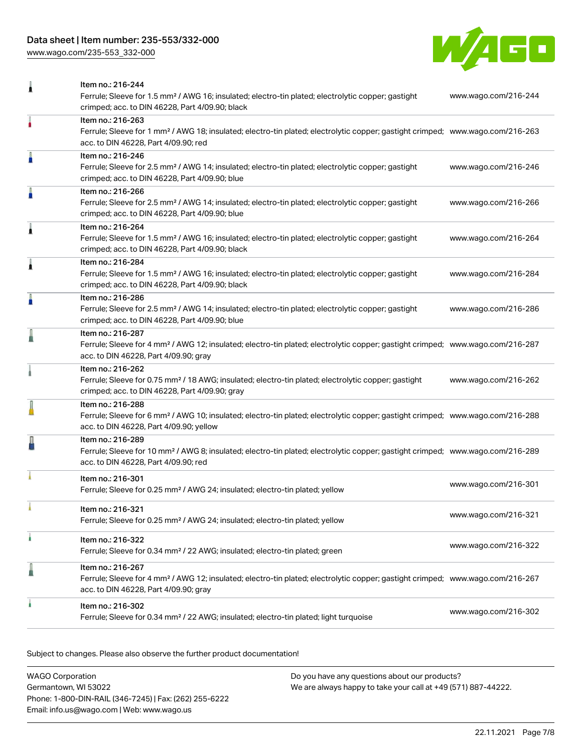| | | |
|---|---|---|
| | Item no.: 216-244<br>Ferrule; Sleeve for 1.5 mm² / AWG 16; insulated; electro-tin plated; electrolytic copper; gastight crimped; acc. to DIN 46228, Part 4/09.90; black | www.wago.com/216-244 |
| | Item no.: 216-263<br>Ferrule; Sleeve for 1 mm² / AWG 18; insulated; electro-tin plated; electrolytic copper; gastight crimped; acc. to DIN 46228, Part 4/09.90; red | www.wago.com/216-263 |
| | Item no.: 216-246<br>Ferrule; Sleeve for 2.5 mm² / AWG 14; insulated; electro-tin plated; electrolytic copper; gastight crimped; acc. to DIN 46228, Part 4/09.90; blue | www.wago.com/216-246 |
| | Item no.: 216-266<br>Ferrule; Sleeve for 2.5 mm² / AWG 14; insulated; electro-tin plated; electrolytic copper; gastight crimped; acc. to DIN 46228, Part 4/09.90; blue | www.wago.com/216-266 |
| | Item no.: 216-264<br>Ferrule; Sleeve for 1.5 mm² / AWG 16; insulated; electro-tin plated; electrolytic copper; gastight crimped; acc. to DIN 46228, Part 4/09.90; black | www.wago.com/216-264 |
| | Item no.: 216-284<br>Ferrule; Sleeve for 1.5 mm² / AWG 16; insulated; electro-tin plated; electrolytic copper; gastight crimped; acc. to DIN 46228, Part 4/09.90; black | www.wago.com/216-284 |
| | Item no.: 216-286<br>Ferrule; Sleeve for 2.5 mm² / AWG 14; insulated; electro-tin plated; electrolytic copper; gastight crimped; acc. to DIN 46228, Part 4/09.90; blue | www.wago.com/216-286 |
| | Item no.: 216-287<br>Ferrule; Sleeve for 4 mm² / AWG 12; insulated; electro-tin plated; electrolytic copper; gastight crimped; acc. to DIN 46228, Part 4/09.90; gray | www.wago.com/216-287 |
| | Item no.: 216-262<br>Ferrule; Sleeve for 0.75 mm² / 18 AWG; insulated; electro-tin plated; electrolytic copper; gastight crimped; acc. to DIN 46228, Part 4/09.90; gray | www.wago.com/216-262 |
| | Item no.: 216-288<br>Ferrule; Sleeve for 6 mm² / AWG 10; insulated; electro-tin plated; electrolytic copper; gastight crimped; acc. to DIN 46228, Part 4/09.90; yellow | www.wago.com/216-288 |
| | Item no.: 216-289<br>Ferrule; Sleeve for 10 mm² / AWG 8; insulated; electro-tin plated; electrolytic copper; gastight crimped; acc. to DIN 46228, Part 4/09.90; red | www.wago.com/216-289 |
| | Item no.: 216-301<br>Ferrule; Sleeve for 0.25 mm² / AWG 24; insulated; electro-tin plated; yellow | www.wago.com/216-301 |
| | Item no.: 216-321<br>Ferrule; Sleeve for 0.25 mm² / AWG 24; insulated; electro-tin plated; yellow | www.wago.com/216-321 |
| | Item no.: 216-322<br>Ferrule; Sleeve for 0.34 mm² / 22 AWG; insulated; electro-tin plated; green | www.wago.com/216-322 |
| | Item no.: 216-267<br>Ferrule; Sleeve for 4 mm² / AWG 12; insulated; electro-tin plated; electrolytic copper; gastight crimped; acc. to DIN 46228, Part 4/09.90; gray | www.wago.com/216-267 |
| | Item no.: 216-302<br>Ferrule; Sleeve for 0.34 mm² / 22 AWG; insulated; electro-tin plated; light turquoise | www.wago.com/216-302 |

Subject to changes. Please also observe the further product documentation!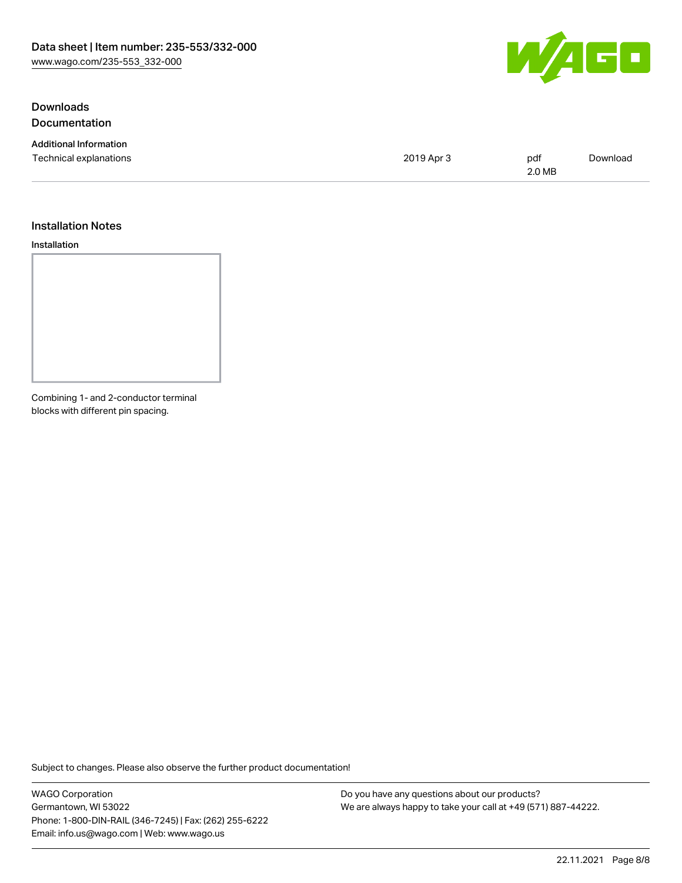## Downloads
## Documentation

**Additional Information**

| | | | |
|---|---|---|---|
| Technical explanations | 2019 Apr 3 | pdf<br>2.0 MB | Download |

## Installation Notes

**Installation**

Combining 1- and 2-conductor terminal blocks with different pin spacing.

Subject to changes. Please also observe the further product documentation!

WAGO Corporation
Germantown, WI 53022
Phone: 1-800-DIN-RAIL (346-7245) | Fax: (262) 255-6222
Email: info.us@wago.com | Web: www.wago.us

Do you have any questions about our products?
We are always happy to take your call at +49 (571) 887-44222.